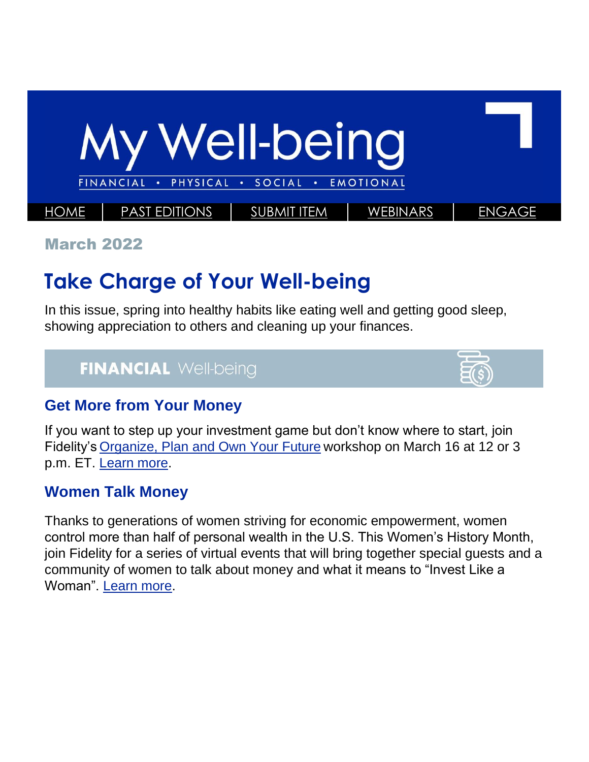# My Well-being

FINANCIAL • PHYSICAL • SOCIAL • EMOTIONAL

HOME | PAST EDITIONS | SUBMIT ITEM | WEBINARS | ENGAGE

**March 2022**

## Take Charge of Your Well-being

In this issue, spring into healthy habits like eating well and getting good sleep, showing appreciation to others and cleaning up your finances.

## FINANCIAL Well-being

### Get More from Your Money

If you want to step up your investment game but don't know where to start, join Fidelity's Organize, Plan and Own Your Future workshop on March 16 at 12 or 3 p.m. ET. Learn more.

### Women Talk Money

Thanks to generations of women striving for economic empowerment, women control more than half of personal wealth in the U.S. This Women's History Month, join Fidelity for a series of virtual events that will bring together special guests and a community of women to talk about money and what it means to "Invest Like a Woman". Learn more.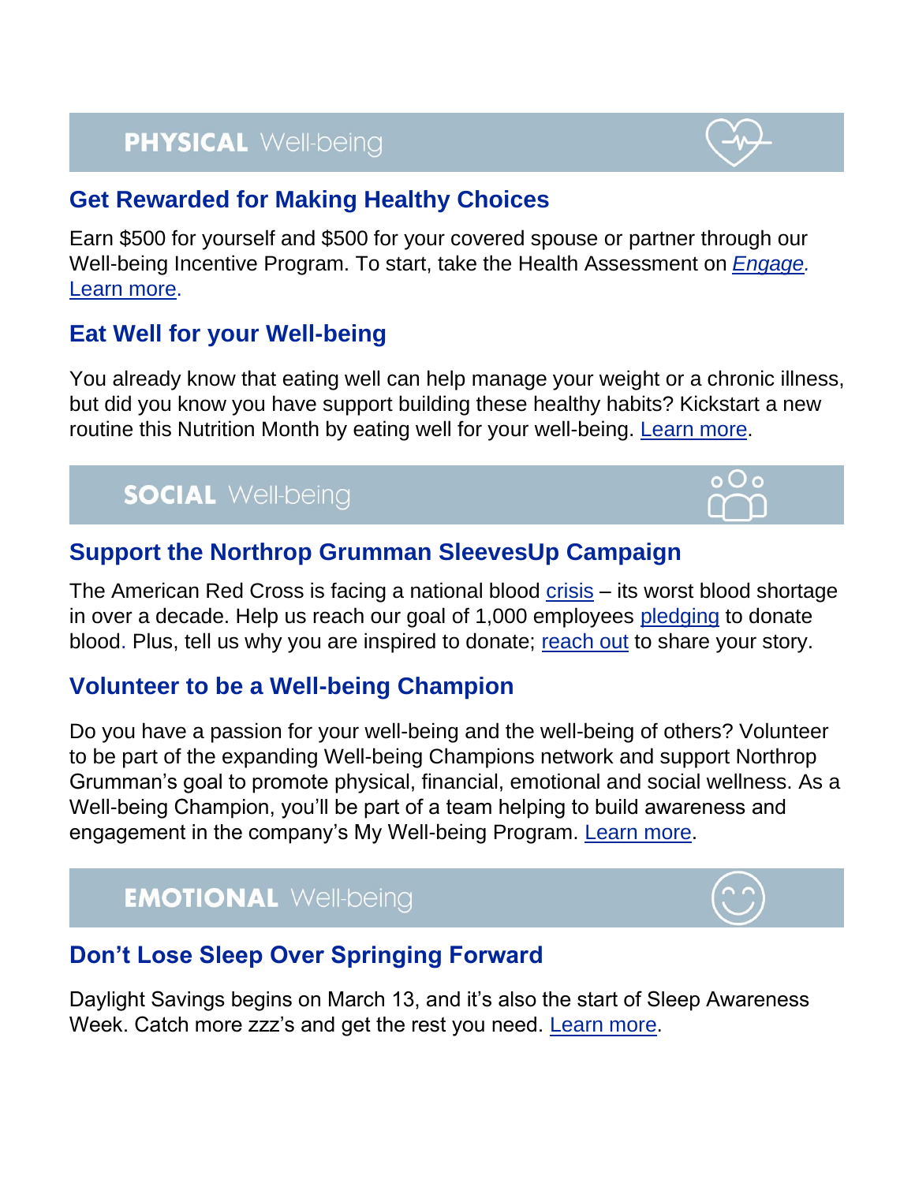## **PHYSICAL** Well-being

### Get Rewarded for Making Healthy Choices

Earn $500 for yourself and $500 for your covered spouse or partner through our Well-being Incentive Program. To start, take the Health Assessment on *Engage*. Learn more.

### Eat Well for your Well-being

You already know that eating well can help manage your weight or a chronic illness, but did you know you have support building these healthy habits? Kickstart a new routine this Nutrition Month by eating well for your well-being. Learn more.

## **SOCIAL** Well-being

### Support the Northrop Grumman SleevesUp Campaign

The American Red Cross is facing a national blood crisis – its worst blood shortage in over a decade. Help us reach our goal of 1,000 employees pledging to donate blood. Plus, tell us why you are inspired to donate; reach out to share your story.

### Volunteer to be a Well-being Champion

Do you have a passion for your well-being and the well-being of others? Volunteer to be part of the expanding Well-being Champions network and support Northrop Grumman's goal to promote physical, financial, emotional and social wellness. As a Well-being Champion, you'll be part of a team helping to build awareness and engagement in the company's My Well-being Program. Learn more.

## **EMOTIONAL** Well-being

### Don't Lose Sleep Over Springing Forward

Daylight Savings begins on March 13, and it's also the start of Sleep Awareness Week. Catch more zzz's and get the rest you need. Learn more.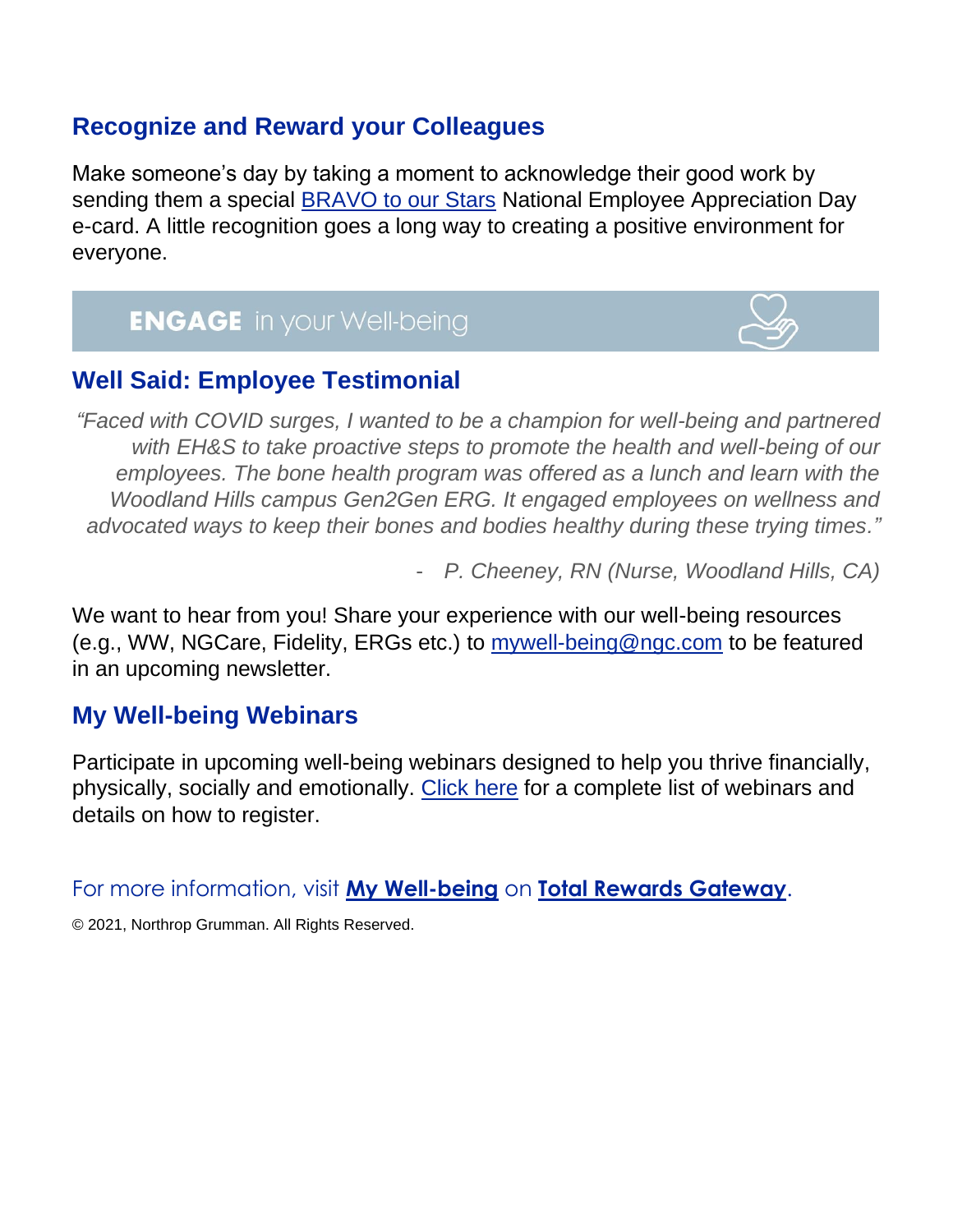## Recognize and Reward your Colleagues

Make someone's day by taking a moment to acknowledge their good work by sending them a special BRAVO to our Stars National Employee Appreciation Day e-card. A little recognition goes a long way to creating a positive environment for everyone.

**ENGAGE** in your Well-being

## Well Said: Employee Testimonial

*"Faced with COVID surges, I wanted to be a champion for well-being and partnered with EH&S to take proactive steps to promote the health and well-being of our employees. The bone health program was offered as a lunch and learn with the Woodland Hills campus Gen2Gen ERG. It engaged employees on wellness and advocated ways to keep their bones and bodies healthy during these trying times."*

*- P. Cheeney, RN (Nurse, Woodland Hills, CA)*

We want to hear from you! Share your experience with our well-being resources (e.g., WW, NGCare, Fidelity, ERGs etc.) to mywell-being@ngc.com to be featured in an upcoming newsletter.

## My Well-being Webinars

Participate in upcoming well-being webinars designed to help you thrive financially, physically, socially and emotionally. Click here for a complete list of webinars and details on how to register.

For more information, visit **My Well-being** on **Total Rewards Gateway**.

© 2021, Northrop Grumman. All Rights Reserved.